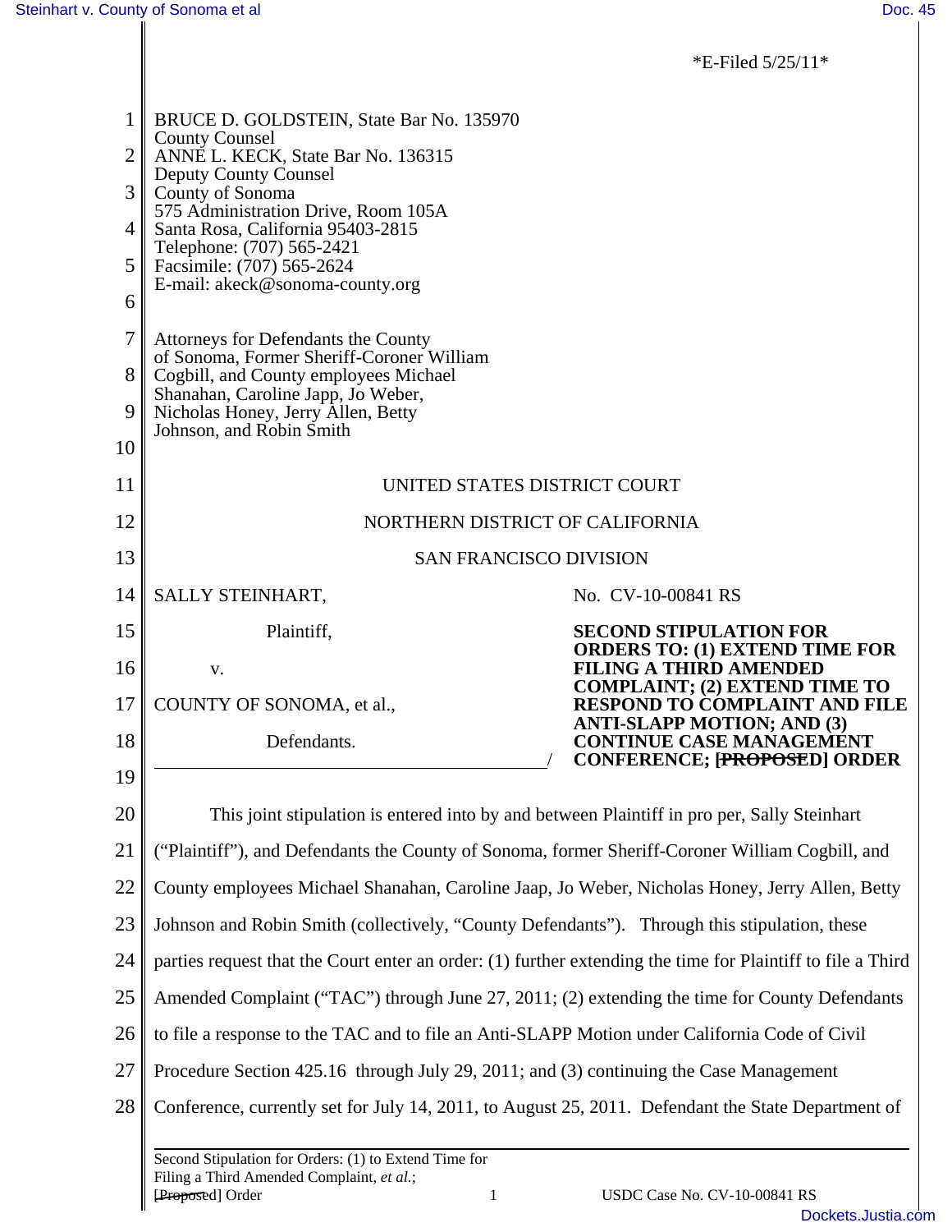*E-Filed 5/25/11*

BRUCE D. GOLDSTEIN, State Bar No. 135970
County Counsel
ANNE L. KECK, State Bar No. 136315
Deputy County Counsel
County of Sonoma
575 Administration Drive, Room 105A
Santa Rosa, California 95403-2815
Telephone: (707) 565-2421
Facsimile: (707) 565-2624
E-mail: akeck@sonoma-county.org

Attorneys for Defendants the County of Sonoma, Former Sheriff-Coroner William Cogbill, and County employees Michael Shanahan, Caroline Japp, Jo Weber, Nicholas Honey, Jerry Allen, Betty Johnson, and Robin Smith

UNITED STATES DISTRICT COURT

NORTHERN DISTRICT OF CALIFORNIA

SAN FRANCISCO DIVISION

SALLY STEINHART,

Plaintiff,

v.

COUNTY OF SONOMA, et al.,

Defendants.

No. CV-10-00841 RS

**SECOND STIPULATION FOR ORDERS TO: (1) EXTEND TIME FOR FILING A THIRD AMENDED COMPLAINT; (2) EXTEND TIME TO RESPOND TO COMPLAINT AND FILE ANTI-SLAPP MOTION; AND (3) CONTINUE CASE MANAGEMENT CONFERENCE; [~~PROPOSED~~] ORDER**

This joint stipulation is entered into by and between Plaintiff in pro per, Sally Steinhart ("Plaintiff"), and Defendants the County of Sonoma, former Sheriff-Coroner William Cogbill, and County employees Michael Shanahan, Caroline Jaap, Jo Weber, Nicholas Honey, Jerry Allen, Betty Johnson and Robin Smith (collectively, "County Defendants"). Through this stipulation, these parties request that the Court enter an order: (1) further extending the time for Plaintiff to file a Third Amended Complaint ("TAC") through June 27, 2011; (2) extending the time for County Defendants to file a response to the TAC and to file an Anti-SLAPP Motion under California Code of Civil Procedure Section 425.16 through July 29, 2011; and (3) continuing the Case Management Conference, currently set for July 14, 2011, to August 25, 2011. Defendant the State Department of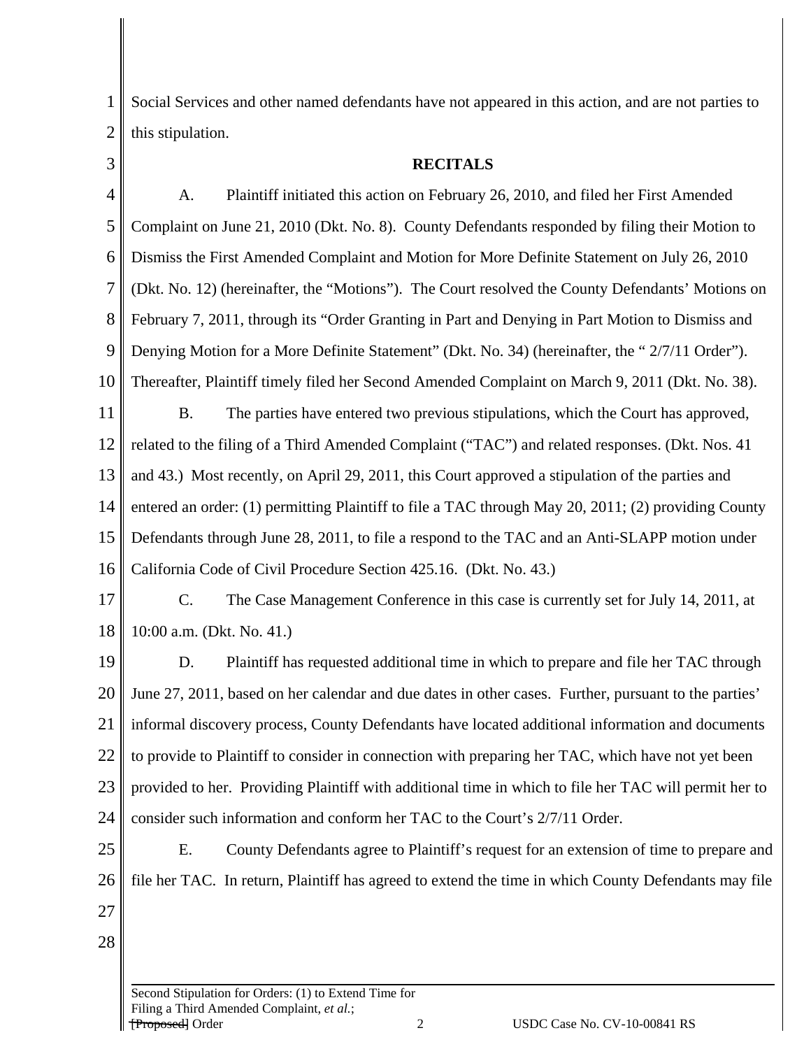Social Services and other named defendants have not appeared in this action, and are not parties to this stipulation.

**RECITALS**

A. Plaintiff initiated this action on February 26, 2010, and filed her First Amended Complaint on June 21, 2010 (Dkt. No. 8). County Defendants responded by filing their Motion to Dismiss the First Amended Complaint and Motion for More Definite Statement on July 26, 2010 (Dkt. No. 12) (hereinafter, the "Motions"). The Court resolved the County Defendants' Motions on February 7, 2011, through its "Order Granting in Part and Denying in Part Motion to Dismiss and Denying Motion for a More Definite Statement" (Dkt. No. 34) (hereinafter, the " 2/7/11 Order"). Thereafter, Plaintiff timely filed her Second Amended Complaint on March 9, 2011 (Dkt. No. 38).

B. The parties have entered two previous stipulations, which the Court has approved, related to the filing of a Third Amended Complaint ("TAC") and related responses. (Dkt. Nos. 41 and 43.) Most recently, on April 29, 2011, this Court approved a stipulation of the parties and entered an order: (1) permitting Plaintiff to file a TAC through May 20, 2011; (2) providing County Defendants through June 28, 2011, to file a respond to the TAC and an Anti-SLAPP motion under California Code of Civil Procedure Section 425.16. (Dkt. No. 43.)

C. The Case Management Conference in this case is currently set for July 14, 2011, at 10:00 a.m. (Dkt. No. 41.)

D. Plaintiff has requested additional time in which to prepare and file her TAC through June 27, 2011, based on her calendar and due dates in other cases. Further, pursuant to the parties' informal discovery process, County Defendants have located additional information and documents to provide to Plaintiff to consider in connection with preparing her TAC, which have not yet been provided to her. Providing Plaintiff with additional time in which to file her TAC will permit her to consider such information and conform her TAC to the Court's 2/7/11 Order.

E. County Defendants agree to Plaintiff's request for an extension of time to prepare and file her TAC. In return, Plaintiff has agreed to extend the time in which County Defendants may file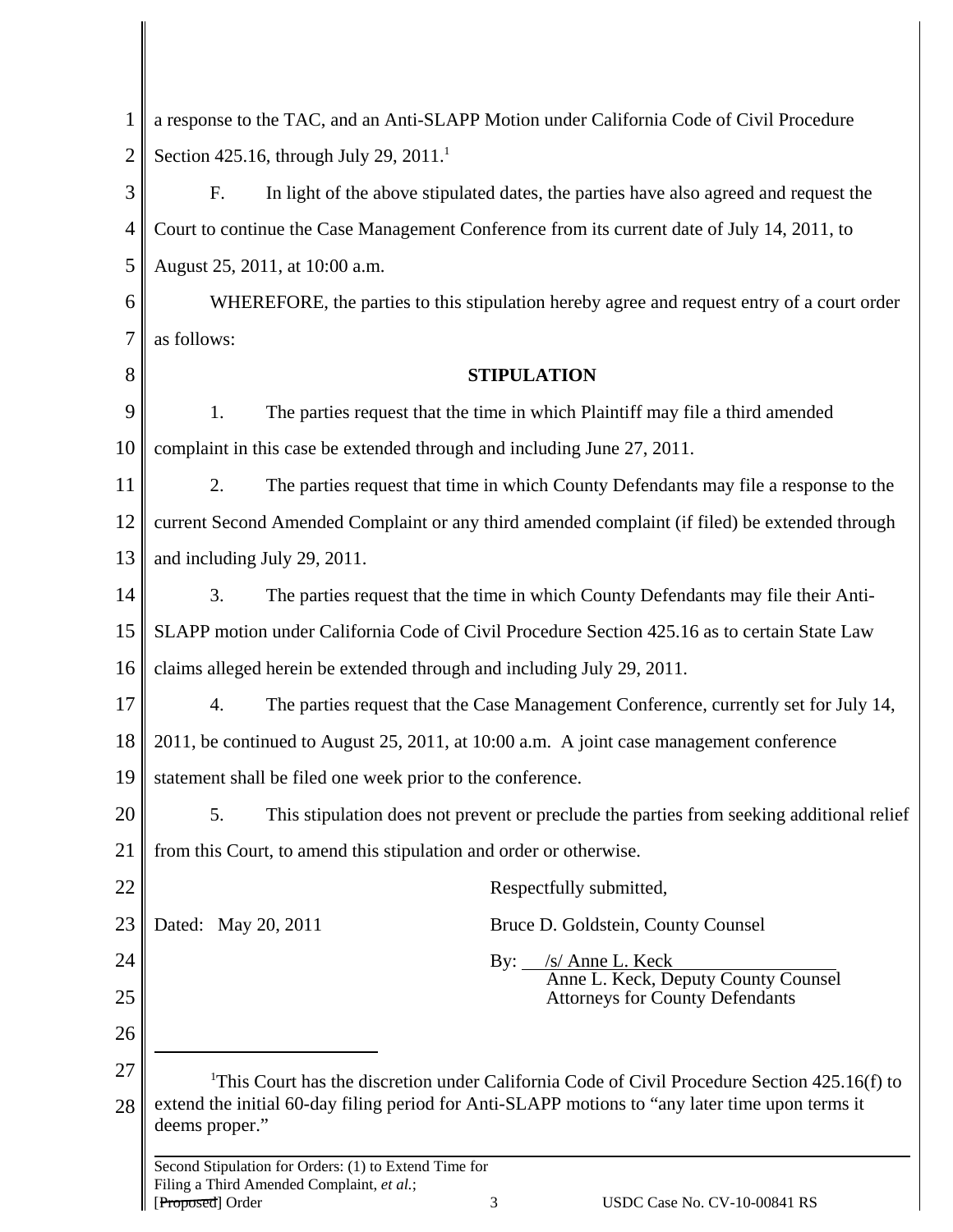a response to the TAC, and an Anti-SLAPP Motion under California Code of Civil Procedure Section 425.16, through July 29, 2011.[1]

F. In light of the above stipulated dates, the parties have also agreed and request the Court to continue the Case Management Conference from its current date of July 14, 2011, to August 25, 2011, at 10:00 a.m.

WHEREFORE, the parties to this stipulation hereby agree and request entry of a court order as follows:

**STIPULATION**

1. The parties request that the time in which Plaintiff may file a third amended complaint in this case be extended through and including June 27, 2011.

2. The parties request that time in which County Defendants may file a response to the current Second Amended Complaint or any third amended complaint (if filed) be extended through and including July 29, 2011.

3. The parties request that the time in which County Defendants may file their Anti-SLAPP motion under California Code of Civil Procedure Section 425.16 as to certain State Law claims alleged herein be extended through and including July 29, 2011.

4. The parties request that the Case Management Conference, currently set for July 14, 2011, be continued to August 25, 2011, at 10:00 a.m. A joint case management conference statement shall be filed one week prior to the conference.

5. This stipulation does not prevent or preclude the parties from seeking additional relief from this Court, to amend this stipulation and order or otherwise.

Respectfully submitted,

Dated: May 20, 2011

Bruce D. Goldstein, County Counsel

By: /s/ Anne L. Keck
Anne L. Keck, Deputy County Counsel
Attorneys for County Defendants

---

[1] This Court has the discretion under California Code of Civil Procedure Section 425.16(f) to extend the initial 60-day filing period for Anti-SLAPP motions to "any later time upon terms it deems proper."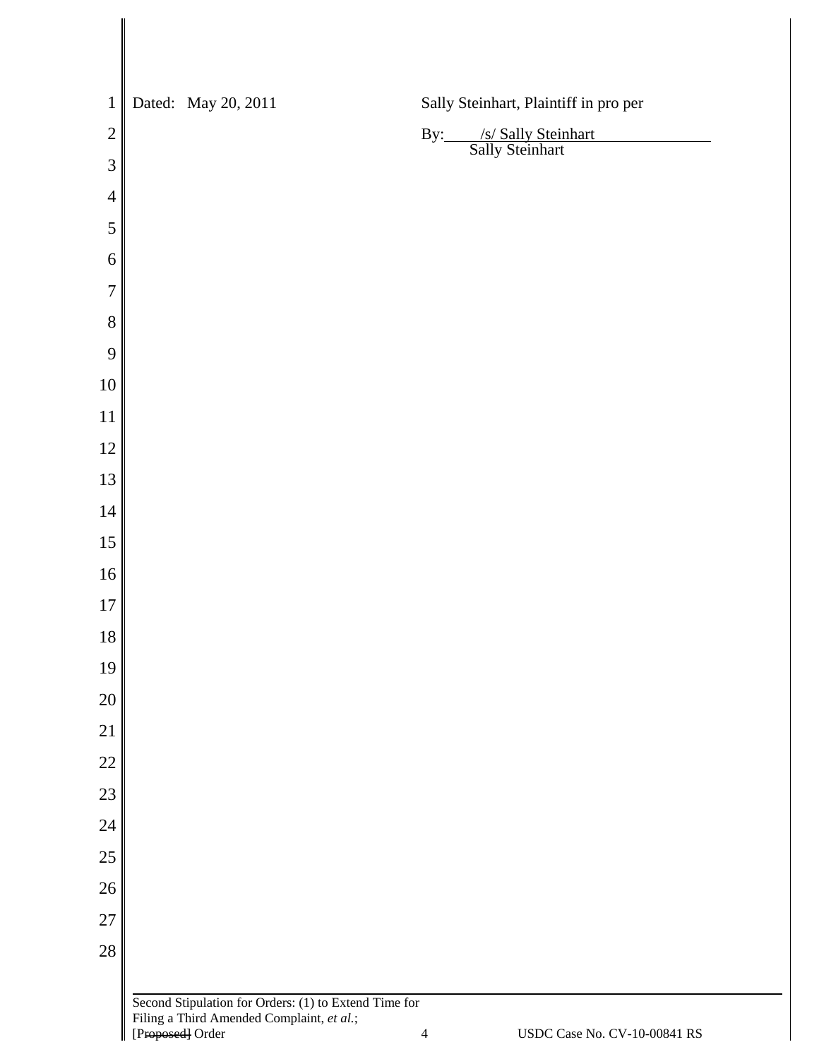Dated: May 20, 2011

Sally Steinhart, Plaintiff in pro per

By: /s/ Sally Steinhart
Sally Steinhart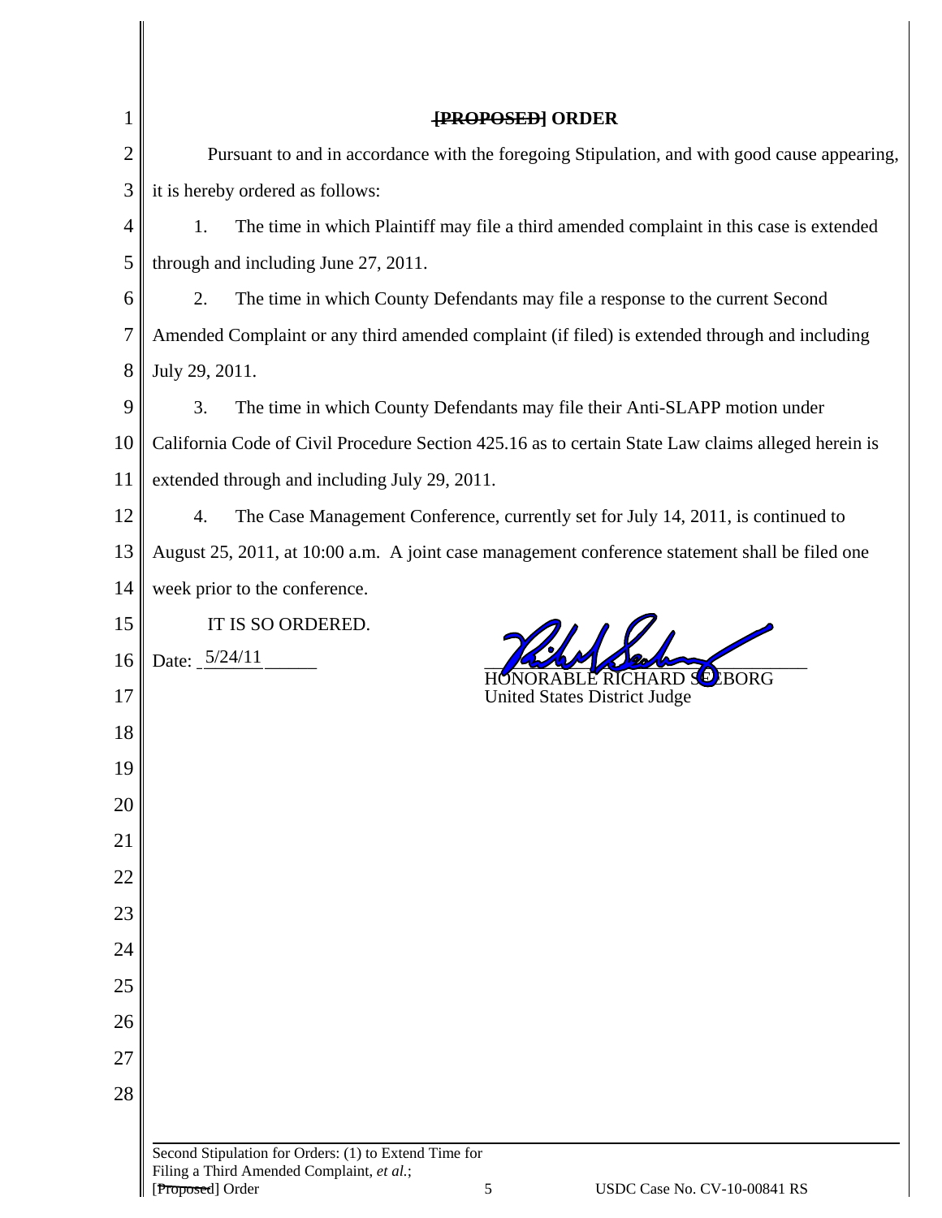**~~[PROPOSED]~~ ORDER**

Pursuant to and in accordance with the foregoing Stipulation, and with good cause appearing, it is hereby ordered as follows:

1. The time in which Plaintiff may file a third amended complaint in this case is extended through and including June 27, 2011.

2. The time in which County Defendants may file a response to the current Second Amended Complaint or any third amended complaint (if filed) is extended through and including July 29, 2011.

3. The time in which County Defendants may file their Anti-SLAPP motion under California Code of Civil Procedure Section 425.16 as to certain State Law claims alleged herein is extended through and including July 29, 2011.

4. The Case Management Conference, currently set for July 14, 2011, is continued to August 25, 2011, at 10:00 a.m. A joint case management conference statement shall be filed one week prior to the conference.

IT IS SO ORDERED.

Date: 5/24/11

HONORABLE RICHARD SEEBORG
United States District Judge

Second Stipulation for Orders: (1) to Extend Time for Filing a Third Amended Complaint, *et al.*; ~~[Proposed]~~ Order

USDC Case No. CV-10-00841 RS